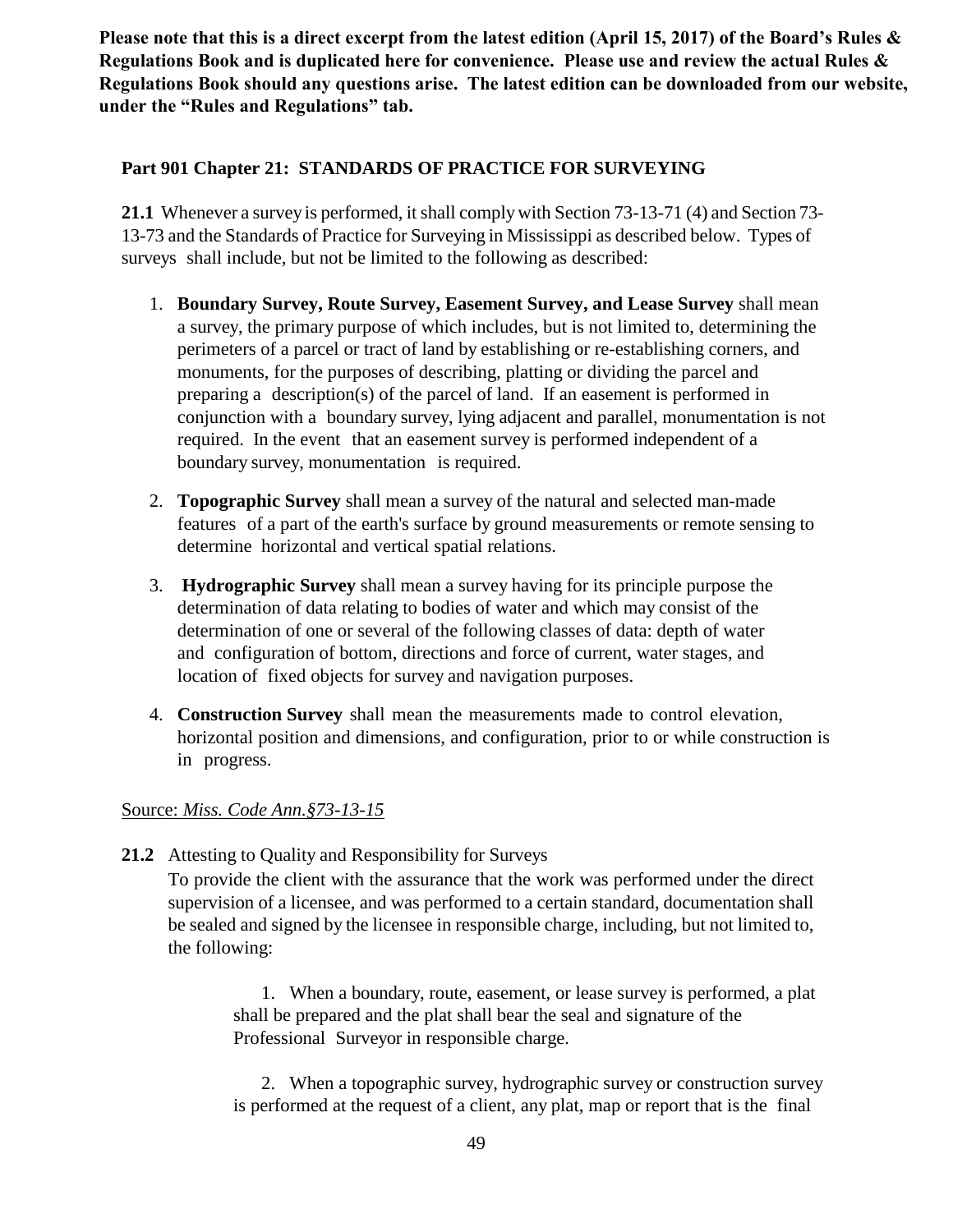**Please note that this is a direct excerpt from the latest edition (April 15, 2017) of the Board's Rules & Regulations Book and is duplicated here for convenience. Please use and review the actual Rules & Regulations Book should any questions arise. The latest edition can be downloaded from our website, under the "Rules and Regulations" tab.**

## Part 901 Chapter 21: STANDARDS OF PRACTICE FOR SURVEYING

**21.1** Whenever a survey is performed, it shall comply with Section 73-13-71 (4) and Section 73-13-73 and the Standards of Practice for Surveying in Mississippi as described below. Types of surveys shall include, but not be limited to the following as described:

1. **Boundary Survey, Route Survey, Easement Survey, and Lease Survey** shall mean a survey, the primary purpose of which includes, but is not limited to, determining the perimeters of a parcel or tract of land by establishing or re-establishing corners, and monuments, for the purposes of describing, platting or dividing the parcel and preparing a description(s) of the parcel of land. If an easement is performed in conjunction with a boundary survey, lying adjacent and parallel, monumentation is not required. In the event that an easement survey is performed independent of a boundary survey, monumentation is required.

2. **Topographic Survey** shall mean a survey of the natural and selected man-made features of a part of the earth's surface by ground measurements or remote sensing to determine horizontal and vertical spatial relations.

3. **Hydrographic Survey** shall mean a survey having for its principle purpose the determination of data relating to bodies of water and which may consist of the determination of one or several of the following classes of data: depth of water and configuration of bottom, directions and force of current, water stages, and location of fixed objects for survey and navigation purposes.

4. **Construction Survey** shall mean the measurements made to control elevation, horizontal position and dimensions, and configuration, prior to or while construction is in progress.

Source: *Miss. Code Ann.§73-13-15*

**21.2** Attesting to Quality and Responsibility for Surveys

To provide the client with the assurance that the work was performed under the direct supervision of a licensee, and was performed to a certain standard, documentation shall be sealed and signed by the licensee in responsible charge, including, but not limited to, the following:

1. When a boundary, route, easement, or lease survey is performed, a plat shall be prepared and the plat shall bear the seal and signature of the Professional Surveyor in responsible charge.

2. When a topographic survey, hydrographic survey or construction survey is performed at the request of a client, any plat, map or report that is the final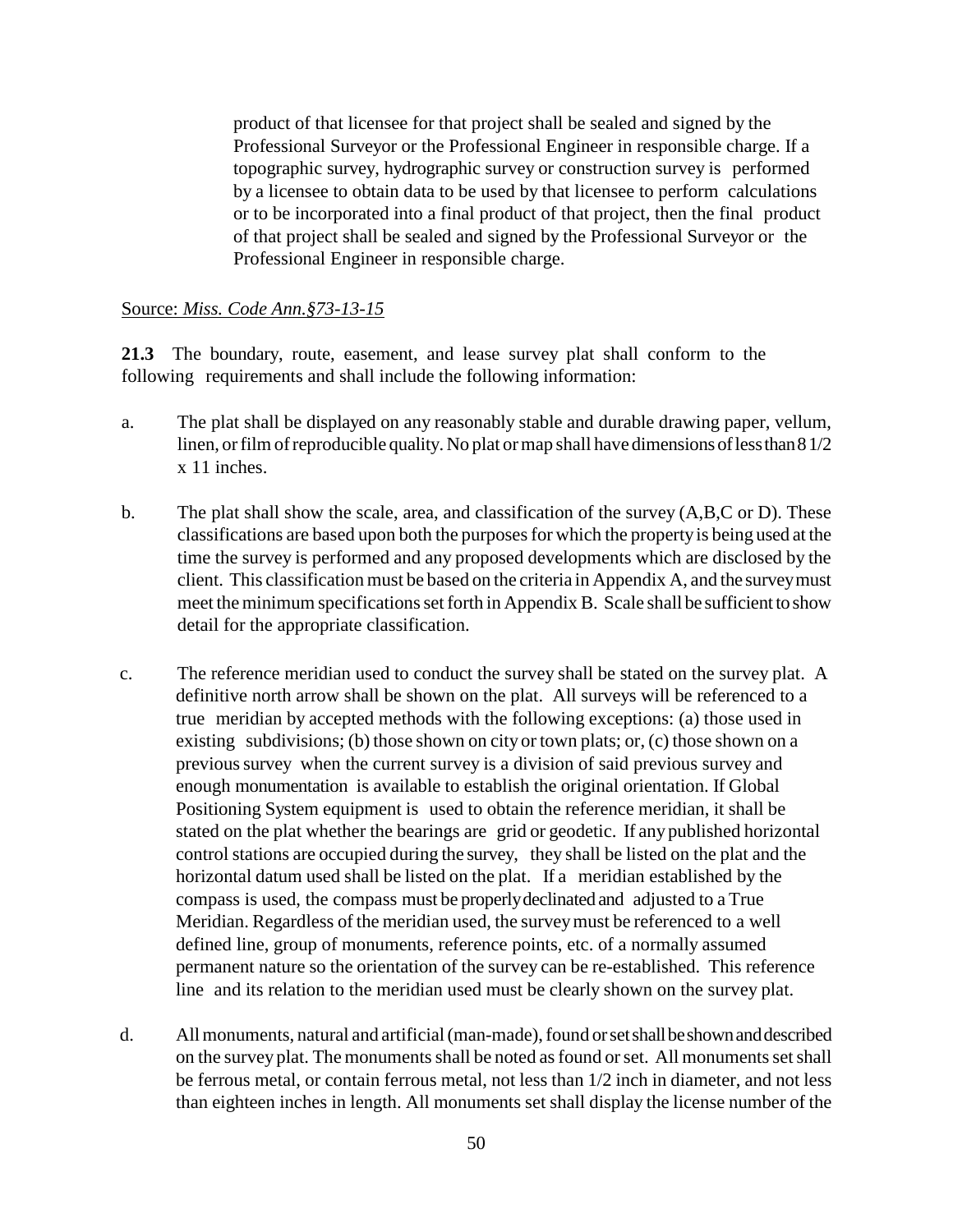product of that licensee for that project shall be sealed and signed by the Professional Surveyor or the Professional Engineer in responsible charge. If a topographic survey, hydrographic survey or construction survey is performed by a licensee to obtain data to be used by that licensee to perform calculations or to be incorporated into a final product of that project, then the final product of that project shall be sealed and signed by the Professional Surveyor or the Professional Engineer in responsible charge.

Source: *Miss. Code Ann.§73-13-15*

**21.3** The boundary, route, easement, and lease survey plat shall conform to the following requirements and shall include the following information:

a. The plat shall be displayed on any reasonably stable and durable drawing paper, vellum, linen, or film of reproducible quality. No plat or map shall have dimensions of less than 8 1/2 x 11 inches.

b. The plat shall show the scale, area, and classification of the survey (A,B,C or D). These classifications are based upon both the purposes for which the property is being used at the time the survey is performed and any proposed developments which are disclosed by the client. This classification must be based on the criteria in Appendix A, and the survey must meet the minimum specifications set forth in Appendix B. Scale shall be sufficient to show detail for the appropriate classification.

c. The reference meridian used to conduct the survey shall be stated on the survey plat. A definitive north arrow shall be shown on the plat. All surveys will be referenced to a true meridian by accepted methods with the following exceptions: (a) those used in existing subdivisions; (b) those shown on city or town plats; or, (c) those shown on a previous survey when the current survey is a division of said previous survey and enough monumentation is available to establish the original orientation. If Global Positioning System equipment is used to obtain the reference meridian, it shall be stated on the plat whether the bearings are grid or geodetic. If any published horizontal control stations are occupied during the survey, they shall be listed on the plat and the horizontal datum used shall be listed on the plat. If a meridian established by the compass is used, the compass must be properly declinated and adjusted to a True Meridian. Regardless of the meridian used, the survey must be referenced to a well defined line, group of monuments, reference points, etc. of a normally assumed permanent nature so the orientation of the survey can be re-established. This reference line and its relation to the meridian used must be clearly shown on the survey plat.

d. All monuments, natural and artificial (man-made), found or set shall be shown and described on the survey plat. The monuments shall be noted as found or set. All monuments set shall be ferrous metal, or contain ferrous metal, not less than 1/2 inch in diameter, and not less than eighteen inches in length. All monuments set shall display the license number of the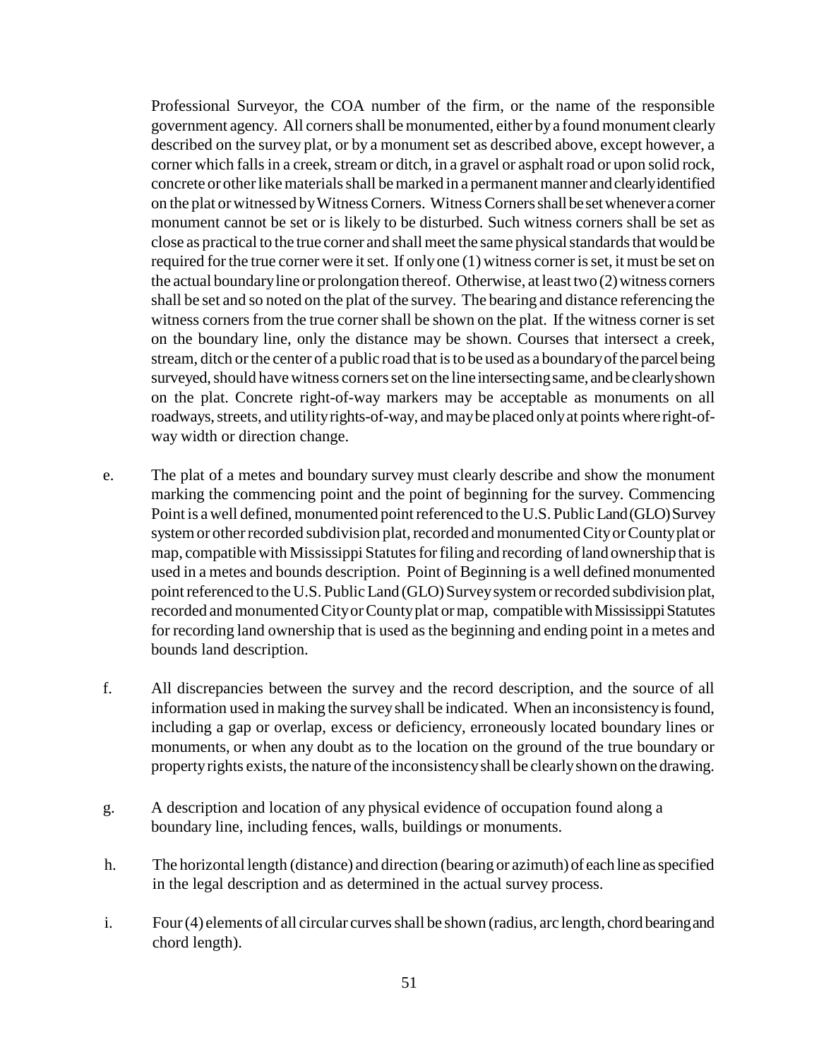Professional Surveyor, the COA number of the firm, or the name of the responsible government agency. All corners shall be monumented, either by a found monument clearly described on the survey plat, or by a monument set as described above, except however, a corner which falls in a creek, stream or ditch, in a gravel or asphalt road or upon solid rock, concrete or other like materials shall be marked in a permanent manner and clearly identified on the plat or witnessed by Witness Corners. Witness Corners shall be set whenever a corner monument cannot be set or is likely to be disturbed. Such witness corners shall be set as close as practical to the true corner and shall meet the same physical standards that would be required for the true corner were it set. If only one (1) witness corner is set, it must be set on the actual boundary line or prolongation thereof. Otherwise, at least two (2) witness corners shall be set and so noted on the plat of the survey. The bearing and distance referencing the witness corners from the true corner shall be shown on the plat. If the witness corner is set on the boundary line, only the distance may be shown. Courses that intersect a creek, stream, ditch or the center of a public road that is to be used as a boundary of the parcel being surveyed, should have witness corners set on the line intersecting same, and be clearly shown on the plat. Concrete right-of-way markers may be acceptable as monuments on all roadways, streets, and utility rights-of-way, and may be placed only at points where right-of-way width or direction change.

e. The plat of a metes and boundary survey must clearly describe and show the monument marking the commencing point and the point of beginning for the survey. Commencing Point is a well defined, monumented point referenced to the U.S. Public Land (GLO) Survey system or other recorded subdivision plat, recorded and monumented City or County plat or map, compatible with Mississippi Statutes for filing and recording of land ownership that is used in a metes and bounds description. Point of Beginning is a well defined monumented point referenced to the U.S. Public Land (GLO) Survey system or recorded subdivision plat, recorded and monumented City or County plat or map, compatible with Mississippi Statutes for recording land ownership that is used as the beginning and ending point in a metes and bounds land description.

f. All discrepancies between the survey and the record description, and the source of all information used in making the survey shall be indicated. When an inconsistency is found, including a gap or overlap, excess or deficiency, erroneously located boundary lines or monuments, or when any doubt as to the location on the ground of the true boundary or property rights exists, the nature of the inconsistency shall be clearly shown on the drawing.

g. A description and location of any physical evidence of occupation found along a boundary line, including fences, walls, buildings or monuments.

h. The horizontal length (distance) and direction (bearing or azimuth) of each line as specified in the legal description and as determined in the actual survey process.

i. Four (4) elements of all circular curves shall be shown (radius, arc length, chord bearing and chord length).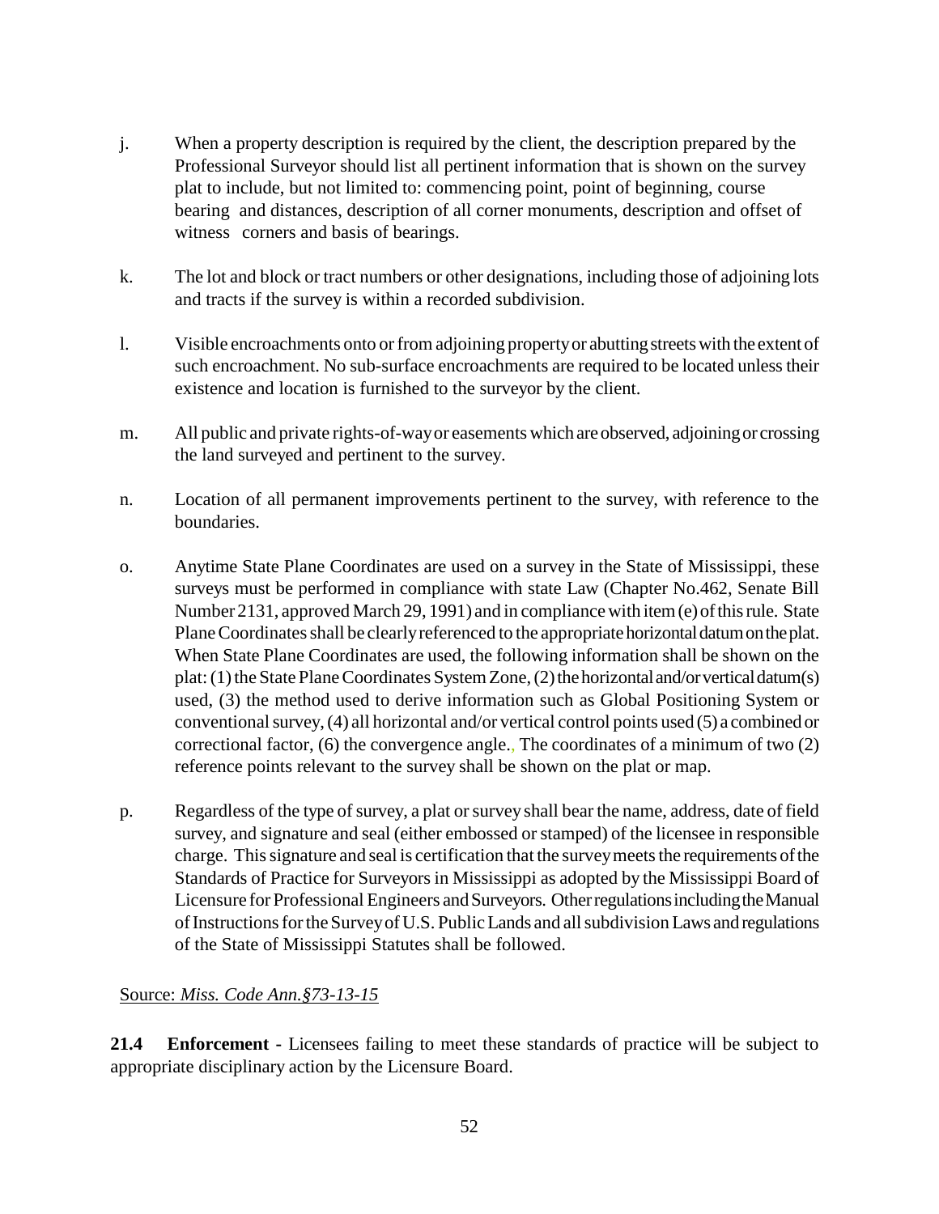j. When a property description is required by the client, the description prepared by the Professional Surveyor should list all pertinent information that is shown on the survey plat to include, but not limited to: commencing point, point of beginning, course bearing and distances, description of all corner monuments, description and offset of witness corners and basis of bearings.

k. The lot and block or tract numbers or other designations, including those of adjoining lots and tracts if the survey is within a recorded subdivision.

l. Visible encroachments onto or from adjoining property or abutting streets with the extent of such encroachment. No sub-surface encroachments are required to be located unless their existence and location is furnished to the surveyor by the client.

m. All public and private rights-of-way or easements which are observed, adjoining or crossing the land surveyed and pertinent to the survey.

n. Location of all permanent improvements pertinent to the survey, with reference to the boundaries.

o. Anytime State Plane Coordinates are used on a survey in the State of Mississippi, these surveys must be performed in compliance with state Law (Chapter No.462, Senate Bill Number 2131, approved March 29, 1991) and in compliance with item (e) of this rule. State Plane Coordinates shall be clearly referenced to the appropriate horizontal datum on the plat. When State Plane Coordinates are used, the following information shall be shown on the plat: (1) the State Plane Coordinates System Zone, (2) the horizontal and/or vertical datum(s) used, (3) the method used to derive information such as Global Positioning System or conventional survey, (4) all horizontal and/or vertical control points used (5) a combined or correctional factor, (6) the convergence angle., The coordinates of a minimum of two (2) reference points relevant to the survey shall be shown on the plat or map.

p. Regardless of the type of survey, a plat or survey shall bear the name, address, date of field survey, and signature and seal (either embossed or stamped) of the licensee in responsible charge. This signature and seal is certification that the survey meets the requirements of the Standards of Practice for Surveyors in Mississippi as adopted by the Mississippi Board of Licensure for Professional Engineers and Surveyors. Other regulations including the Manual of Instructions for the Survey of U.S. Public Lands and all subdivision Laws and regulations of the State of Mississippi Statutes shall be followed.

Source: *Miss. Code Ann.§73-13-15*

**21.4 Enforcement -** Licensees failing to meet these standards of practice will be subject to appropriate disciplinary action by the Licensure Board.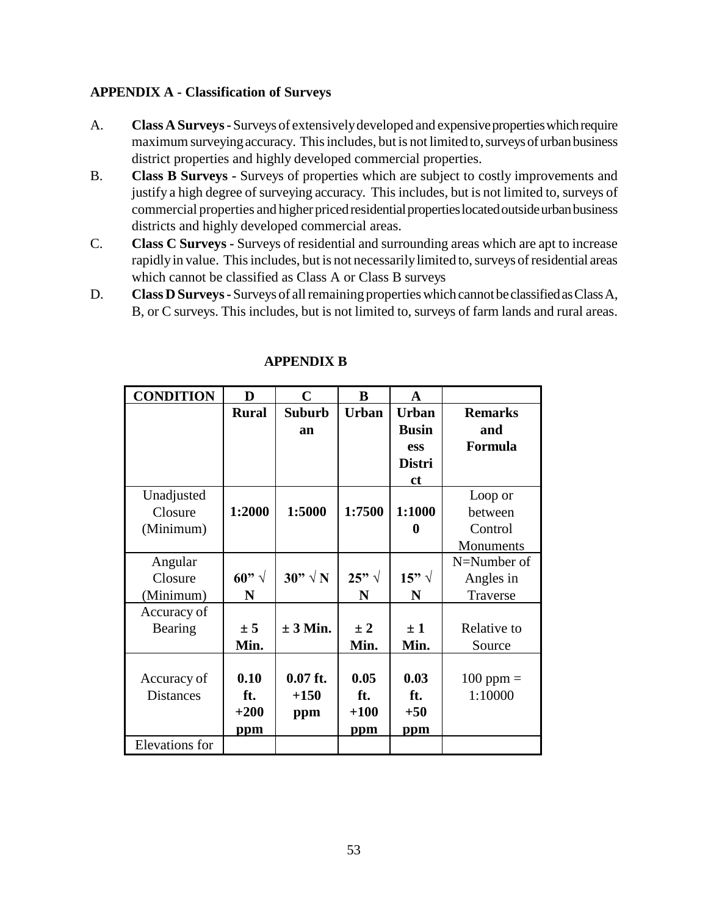**APPENDIX A - Classification of Surveys**

A. **Class A Surveys -** Surveys of extensively developed and expensive properties which require maximum surveying accuracy. This includes, but is not limited to, surveys of urban business district properties and highly developed commercial properties.

B. **Class B Surveys -** Surveys of properties which are subject to costly improvements and justify a high degree of surveying accuracy. This includes, but is not limited to, surveys of commercial properties and higher priced residential properties located outside urban business districts and highly developed commercial areas.

C. **Class C Surveys -** Surveys of residential and surrounding areas which are apt to increase rapidly in value. This includes, but is not necessarily limited to, surveys of residential areas which cannot be classified as Class A or Class B surveys

D. **Class D Surveys -** Surveys of all remaining properties which cannot be classified as Class A, B, or C surveys. This includes, but is not limited to, surveys of farm lands and rural areas.

**APPENDIX B**

| CONDITION | D | C | B | A | |
|---|---|---|---|---|---|
| | **Rural** | **Suburban** | **Urban** | **Urban Business District** | **Remarks and Formula** |
| Unadjusted Closure (Minimum) | **1:2000** | **1:5000** | **1:7500** | **1:10000** | Loop or between Control Monuments |
| Angular Closure (Minimum) | **60" √ N** | **30" √ N** | **25" √ N** | **15" √ N** | N=Number of Angles in Traverse |
| Accuracy of Bearing | **± 5 Min.** | **± 3 Min.** | **± 2 Min.** | **± 1 Min.** | Relative to Source |
| Accuracy of Distances | **0.10 ft. +200 ppm** | **0.07 ft. +150 ppm** | **0.05 ft. +100 ppm** | **0.03 ft. +50 ppm** | 100 ppm = 1:10000 |
| Elevations for | | | | | |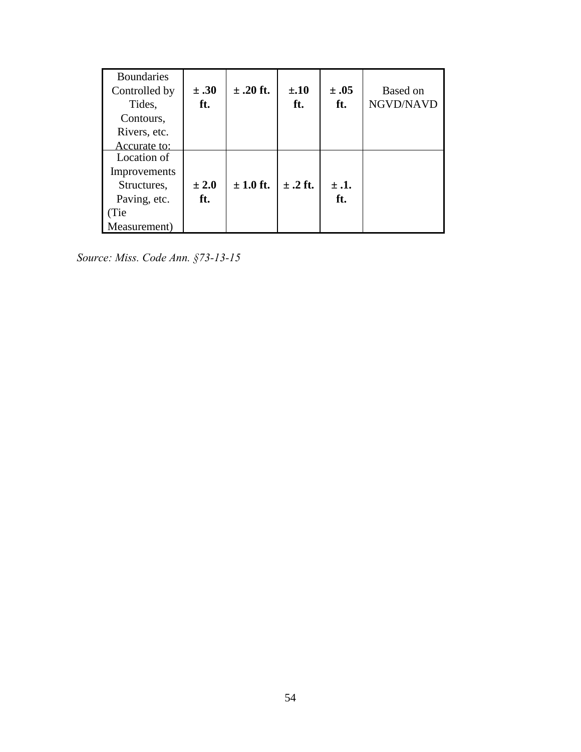| | | | | | |
|---|---|---|---|---|---|
| Boundaries Controlled by Tides, Contours, Rivers, etc. Accurate to: | **± .30 ft.** | **± .20 ft.** | **±.10 ft.** | **± .05 ft.** | Based on NGVD/NAVD |
| Location of Improvements Structures, Paving, etc. (Tie Measurement) | **± 2.0 ft.** | **± 1.0 ft.** | **± .2 ft.** | **± .1. ft.** | |

*Source: Miss. Code Ann. §73-13-15*